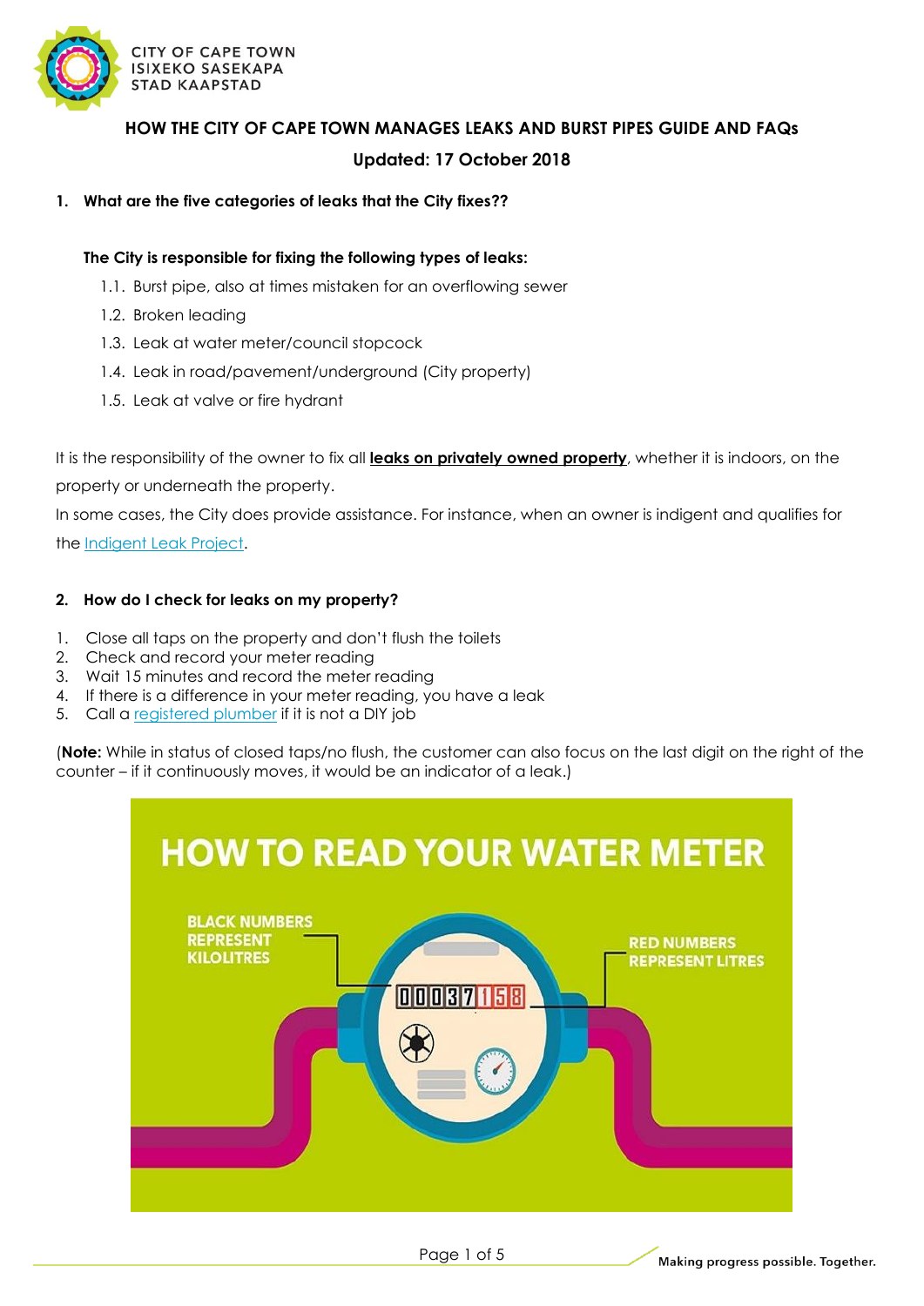# HOW THE CITY OF CAPE TOWN MANAGES LEAKS AND BURST PIPES GUIDE AND FAQs

**Updated: 17 October 2018**

## 1. What are the five categories of leaks that the City fixes??

**The City is responsible for fixing the following types of leaks:**

1.1. Burst pipe, also at times mistaken for an overflowing sewer
1.2. Broken leading
1.3. Leak at water meter/council stopcock
1.4. Leak in road/pavement/underground (City property)
1.5. Leak at valve or fire hydrant

It is the responsibility of the owner to fix all **leaks on privately owned property**, whether it is indoors, on the property or underneath the property.

In some cases, the City does provide assistance. For instance, when an owner is indigent and qualifies for the Indigent Leak Project.

## 2. How do I check for leaks on my property?

1. Close all taps on the property and don't flush the toilets
2. Check and record your meter reading
3. Wait 15 minutes and record the meter reading
4. If there is a difference in your meter reading, you have a leak
5. Call a registered plumber if it is not a DIY job

(**Note:** While in status of closed taps/no flush, the customer can also focus on the last digit on the right of the counter – if it continuously moves, it would be an indicator of a leak.)

HOW TO READ YOUR WATER METER

BLACK NUMBERS REPRESENT KILOLITRES

RED NUMBERS REPRESENT LITRES

00037158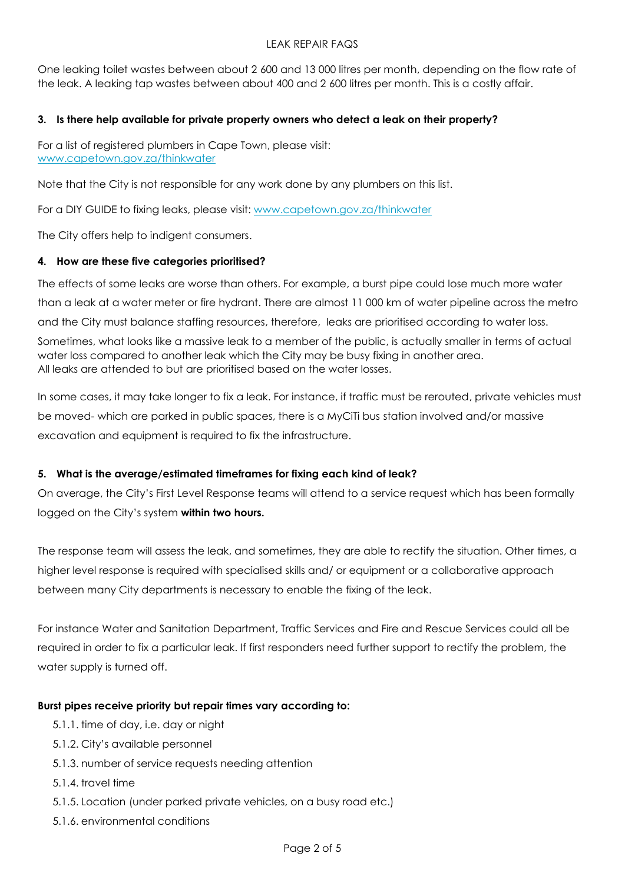One leaking toilet wastes between about 2 600 and 13 000 litres per month, depending on the flow rate of the leak. A leaking tap wastes between about 400 and 2 600 litres per month. This is a costly affair.

### 3. Is there help available for private property owners who detect a leak on their property?

For a list of registered plumbers in Cape Town, please visit: [www.capetown.gov.za/thinkwater](www.capetown.gov.za/thinkwater)

Note that the City is not responsible for any work done by any plumbers on this list.

For a DIY GUIDE to fixing leaks, please visit: [www.capetown.gov.za/thinkwater](www.capetown.gov.za/thinkwater)

The City offers help to indigent consumers.

### 4. How are these five categories prioritised?

The effects of some leaks are worse than others. For example, a burst pipe could lose much more water than a leak at a water meter or fire hydrant. There are almost 11 000 km of water pipeline across the metro and the City must balance staffing resources, therefore, leaks are prioritised according to water loss.

Sometimes, what looks like a massive leak to a member of the public, is actually smaller in terms of actual water loss compared to another leak which the City may be busy fixing in another area.
All leaks are attended to but are prioritised based on the water losses.

In some cases, it may take longer to fix a leak. For instance, if traffic must be rerouted, private vehicles must be moved- which are parked in public spaces, there is a MyCiTi bus station involved and/or massive excavation and equipment is required to fix the infrastructure.

### 5. What is the average/estimated timeframes for fixing each kind of leak?

On average, the City's First Level Response teams will attend to a service request which has been formally logged on the City's system **within two hours.**

The response team will assess the leak, and sometimes, they are able to rectify the situation. Other times, a higher level response is required with specialised skills and/ or equipment or a collaborative approach between many City departments is necessary to enable the fixing of the leak.

For instance Water and Sanitation Department, Traffic Services and Fire and Rescue Services could all be required in order to fix a particular leak. If first responders need further support to rectify the problem, the water supply is turned off.

**Burst pipes receive priority but repair times vary according to:**

- 5.1.1. time of day, i.e. day or night
- 5.1.2. City's available personnel
- 5.1.3. number of service requests needing attention
- 5.1.4. travel time
- 5.1.5. Location (under parked private vehicles, on a busy road etc.)
- 5.1.6. environmental conditions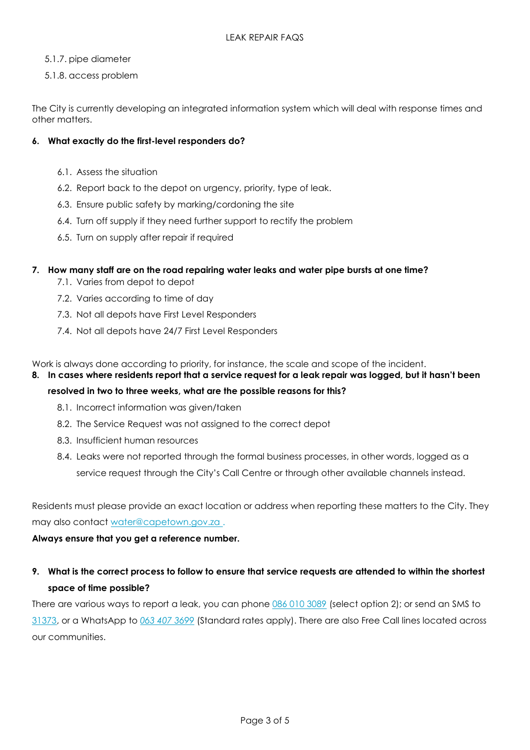5.1.7. pipe diameter

5.1.8. access problem

The City is currently developing an integrated information system which will deal with response times and other matters.

**6. What exactly do the first-level responders do?**

6.1. Assess the situation

6.2. Report back to the depot on urgency, priority, type of leak.

6.3. Ensure public safety by marking/cordoning the site

6.4. Turn off supply if they need further support to rectify the problem

6.5. Turn on supply after repair if required

**7. How many staff are on the road repairing water leaks and water pipe bursts at one time?**

7.1. Varies from depot to depot

7.2. Varies according to time of day

7.3. Not all depots have First Level Responders

7.4. Not all depots have 24/7 First Level Responders

Work is always done according to priority, for instance, the scale and scope of the incident.

**8. In cases where residents report that a service request for a leak repair was logged, but it hasn't been resolved in two to three weeks, what are the possible reasons for this?**

8.1. Incorrect information was given/taken

8.2. The Service Request was not assigned to the correct depot

8.3. Insufficient human resources

8.4. Leaks were not reported through the formal business processes, in other words, logged as a service request through the City's Call Centre or through other available channels instead.

Residents must please provide an exact location or address when reporting these matters to the City. They may also contact water@capetown.gov.za .

**Always ensure that you get a reference number.**

**9. What is the correct process to follow to ensure that service requests are attended to within the shortest space of time possible?**

There are various ways to report a leak, you can phone 086 010 3089 (select option 2); or send an SMS to 31373, or a WhatsApp to *063 407 3699* (Standard rates apply). There are also Free Call lines located across our communities.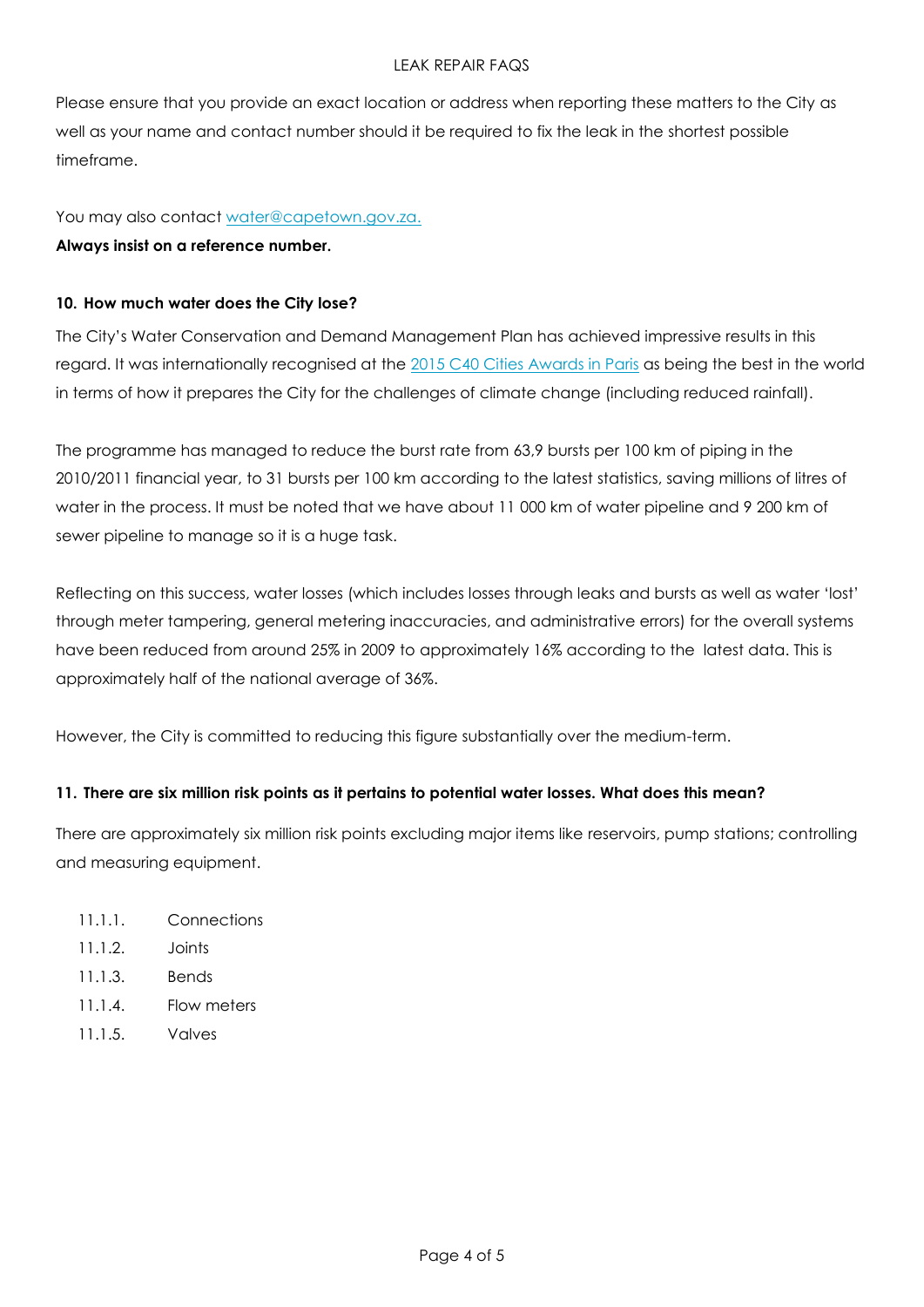Please ensure that you provide an exact location or address when reporting these matters to the City as well as your name and contact number should it be required to fix the leak in the shortest possible timeframe.

You may also contact [water@capetown.gov.za.](mailto:water@capetown.gov.za)

**Always insist on a reference number.**

### 10. How much water does the City lose?

The City's Water Conservation and Demand Management Plan has achieved impressive results in this regard. It was internationally recognised at the 2015 C40 Cities Awards in Paris as being the best in the world in terms of how it prepares the City for the challenges of climate change (including reduced rainfall).

The programme has managed to reduce the burst rate from 63,9 bursts per 100 km of piping in the 2010/2011 financial year, to 31 bursts per 100 km according to the latest statistics, saving millions of litres of water in the process. It must be noted that we have about 11 000 km of water pipeline and 9 200 km of sewer pipeline to manage so it is a huge task.

Reflecting on this success, water losses (which includes losses through leaks and bursts as well as water 'lost' through meter tampering, general metering inaccuracies, and administrative errors) for the overall systems have been reduced from around 25% in 2009 to approximately 16% according to the latest data. This is approximately half of the national average of 36%.

However, the City is committed to reducing this figure substantially over the medium-term.

### 11. There are six million risk points as it pertains to potential water losses. What does this mean?

There are approximately six million risk points excluding major items like reservoirs, pump stations; controlling and measuring equipment.

- 11.1.1. Connections
- 11.1.2. Joints
- 11.1.3. Bends
- 11.1.4. Flow meters
- 11.1.5. Valves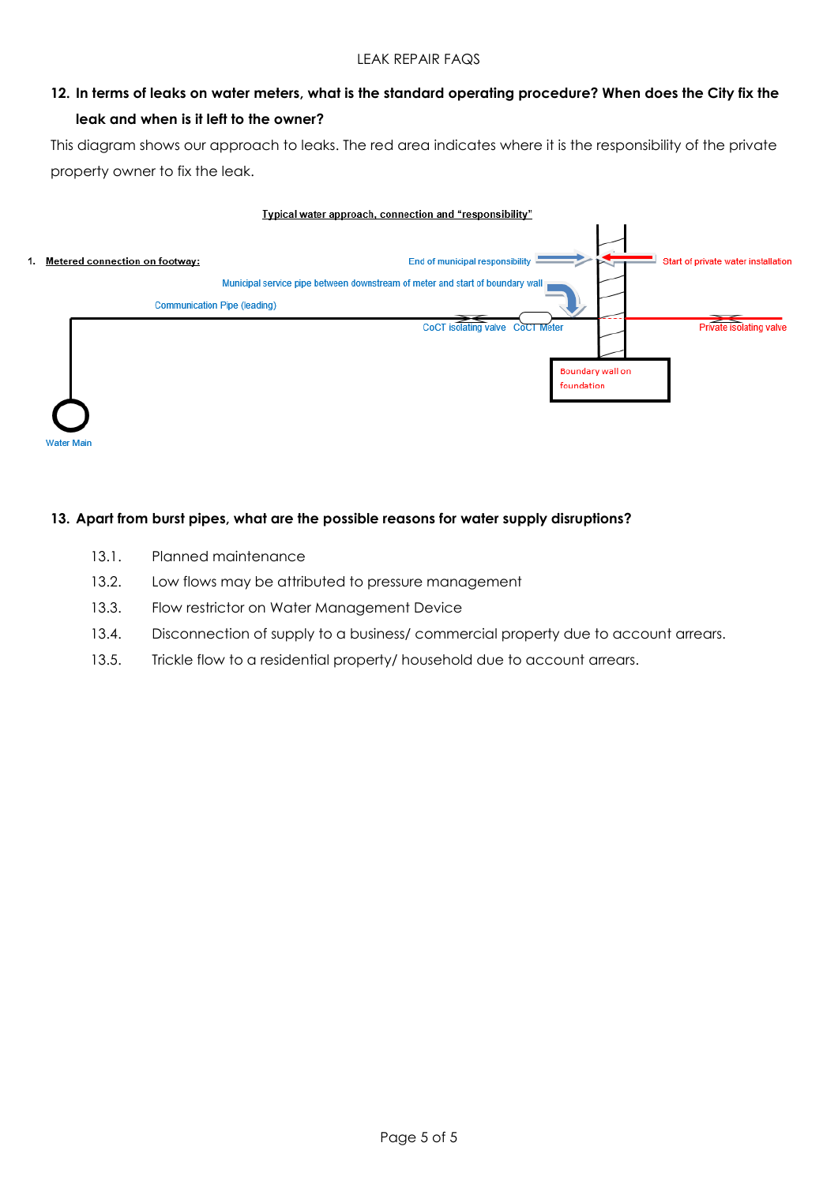LEAK REPAIR FAQS

**12. In terms of leaks on water meters, what is the standard operating procedure? When does the City fix the leak and when is it left to the owner?**

This diagram shows our approach to leaks. The red area indicates where it is the responsibility of the private property owner to fix the leak.

Typical water approach, connection and "responsibility"

1. Metered connection on footway:

End of municipal responsibility

Start of private water installation

Municipal service pipe between downstream of meter and start of boundary wall

Communication Pipe (leading)

CoCT isolating valve

CoCT Meter

Private isolating valve

Boundary wall on foundation

Water Main

**13. Apart from burst pipes, what are the possible reasons for water supply disruptions?**

13.1. Planned maintenance

13.2. Low flows may be attributed to pressure management

13.3. Flow restrictor on Water Management Device

13.4. Disconnection of supply to a business/ commercial property due to account arrears.

13.5. Trickle flow to a residential property/ household due to account arrears.